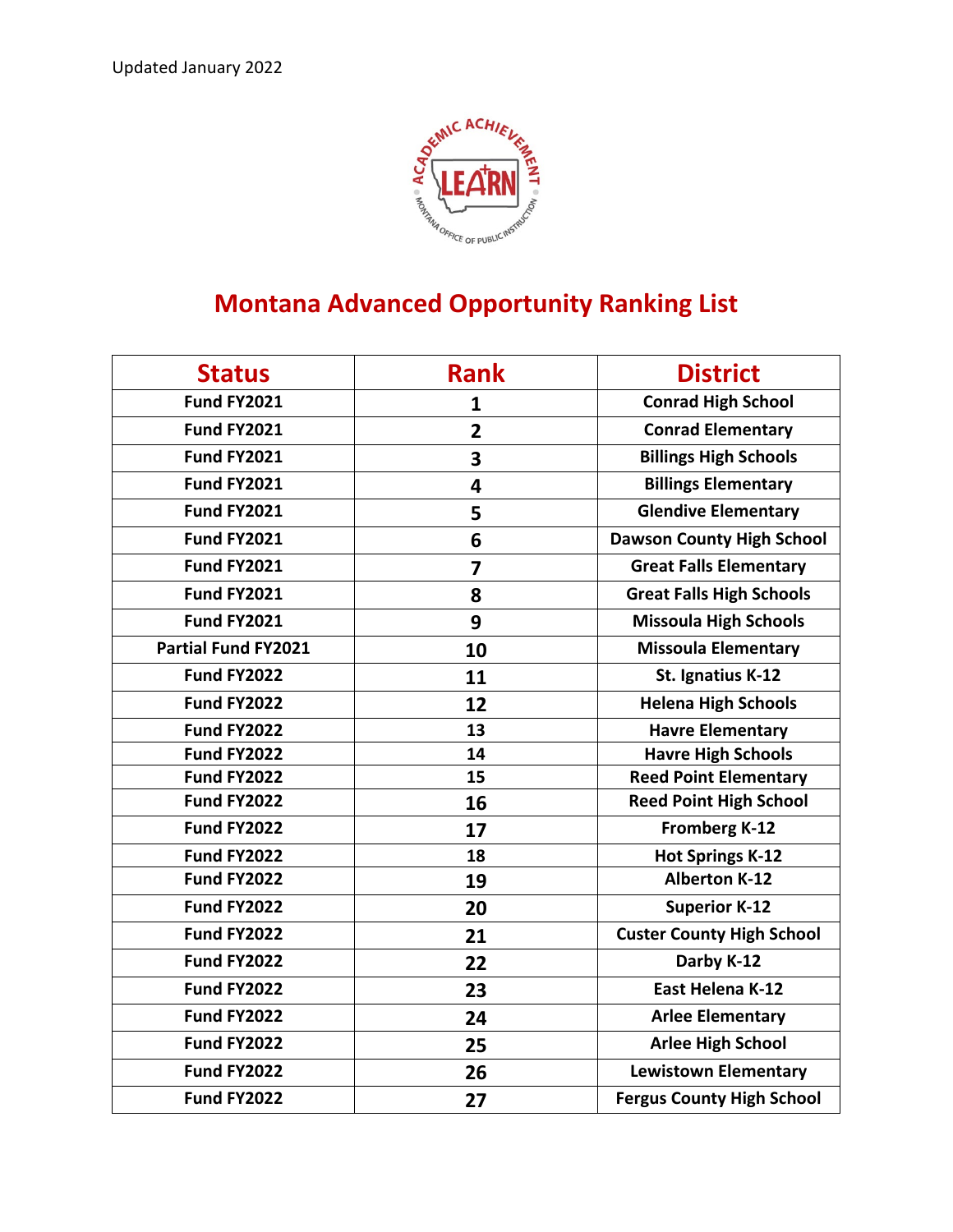Updated January 2022

# Montana Advanced Opportunity Ranking List

| Status | Rank | District |
|---|---|---|
| Fund FY2021 | 1 | Conrad High School |
| Fund FY2021 | 2 | Conrad Elementary |
| Fund FY2021 | 3 | Billings High Schools |
| Fund FY2021 | 4 | Billings Elementary |
| Fund FY2021 | 5 | Glendive Elementary |
| Fund FY2021 | 6 | Dawson County High School |
| Fund FY2021 | 7 | Great Falls Elementary |
| Fund FY2021 | 8 | Great Falls High Schools |
| Fund FY2021 | 9 | Missoula High Schools |
| Partial Fund FY2021 | 10 | Missoula Elementary |
| Fund FY2022 | 11 | St. Ignatius K-12 |
| Fund FY2022 | 12 | Helena High Schools |
| Fund FY2022 | 13 | Havre Elementary |
| Fund FY2022 | 14 | Havre High Schools |
| Fund FY2022 | 15 | Reed Point Elementary |
| Fund FY2022 | 16 | Reed Point High School |
| Fund FY2022 | 17 | Fromberg K-12 |
| Fund FY2022 | 18 | Hot Springs K-12 |
| Fund FY2022 | 19 | Alberton K-12 |
| Fund FY2022 | 20 | Superior K-12 |
| Fund FY2022 | 21 | Custer County High School |
| Fund FY2022 | 22 | Darby K-12 |
| Fund FY2022 | 23 | East Helena K-12 |
| Fund FY2022 | 24 | Arlee Elementary |
| Fund FY2022 | 25 | Arlee High School |
| Fund FY2022 | 26 | Lewistown Elementary |
| Fund FY2022 | 27 | Fergus County High School |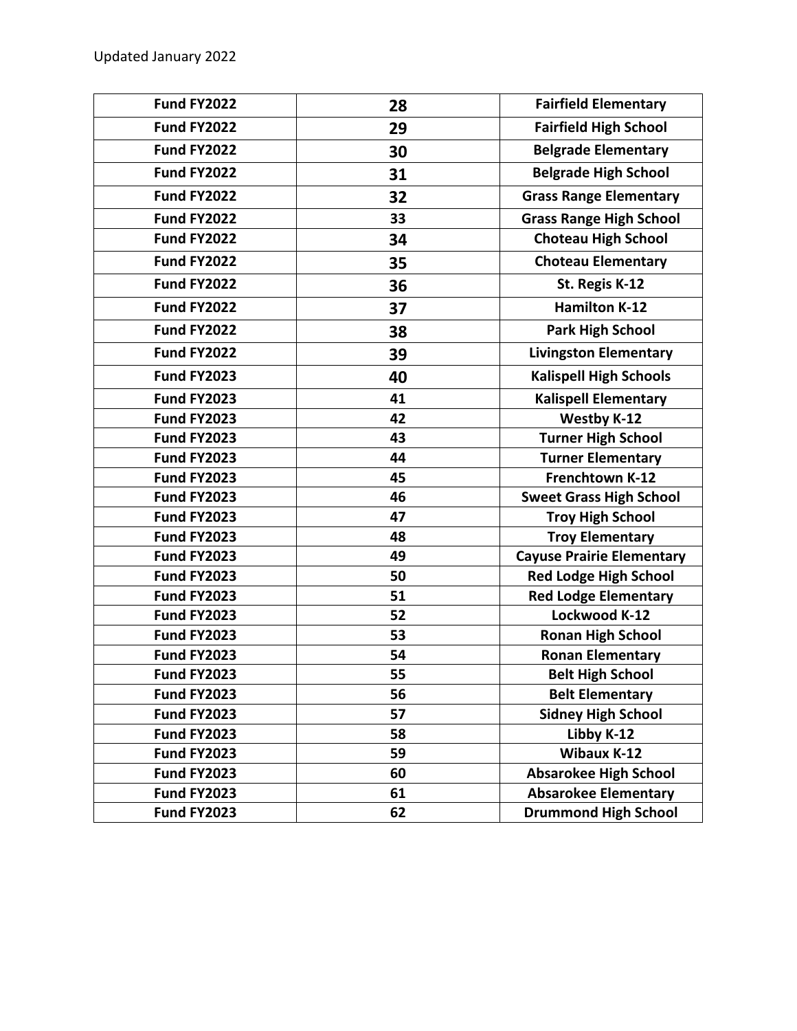Updated January 2022

| | | |
|---|---|---|
| **Fund FY2022** | **28** | **Fairfield Elementary** |
| **Fund FY2022** | **29** | **Fairfield High School** |
| **Fund FY2022** | **30** | **Belgrade Elementary** |
| **Fund FY2022** | **31** | **Belgrade High School** |
| **Fund FY2022** | **32** | **Grass Range Elementary** |
| **Fund FY2022** | **33** | **Grass Range High School** |
| **Fund FY2022** | **34** | **Choteau High School** |
| **Fund FY2022** | **35** | **Choteau Elementary** |
| **Fund FY2022** | **36** | **St. Regis K-12** |
| **Fund FY2022** | **37** | **Hamilton K-12** |
| **Fund FY2022** | **38** | **Park High School** |
| **Fund FY2022** | **39** | **Livingston Elementary** |
| **Fund FY2023** | **40** | **Kalispell High Schools** |
| **Fund FY2023** | **41** | **Kalispell Elementary** |
| **Fund FY2023** | **42** | **Westby K-12** |
| **Fund FY2023** | **43** | **Turner High School** |
| **Fund FY2023** | **44** | **Turner Elementary** |
| **Fund FY2023** | **45** | **Frenchtown K-12** |
| **Fund FY2023** | **46** | **Sweet Grass High School** |
| **Fund FY2023** | **47** | **Troy High School** |
| **Fund FY2023** | **48** | **Troy Elementary** |
| **Fund FY2023** | **49** | **Cayuse Prairie Elementary** |
| **Fund FY2023** | **50** | **Red Lodge High School** |
| **Fund FY2023** | **51** | **Red Lodge Elementary** |
| **Fund FY2023** | **52** | **Lockwood K-12** |
| **Fund FY2023** | **53** | **Ronan High School** |
| **Fund FY2023** | **54** | **Ronan Elementary** |
| **Fund FY2023** | **55** | **Belt High School** |
| **Fund FY2023** | **56** | **Belt Elementary** |
| **Fund FY2023** | **57** | **Sidney High School** |
| **Fund FY2023** | **58** | **Libby K-12** |
| **Fund FY2023** | **59** | **Wibaux K-12** |
| **Fund FY2023** | **60** | **Absarokee High School** |
| **Fund FY2023** | **61** | **Absarokee Elementary** |
| **Fund FY2023** | **62** | **Drummond High School** |